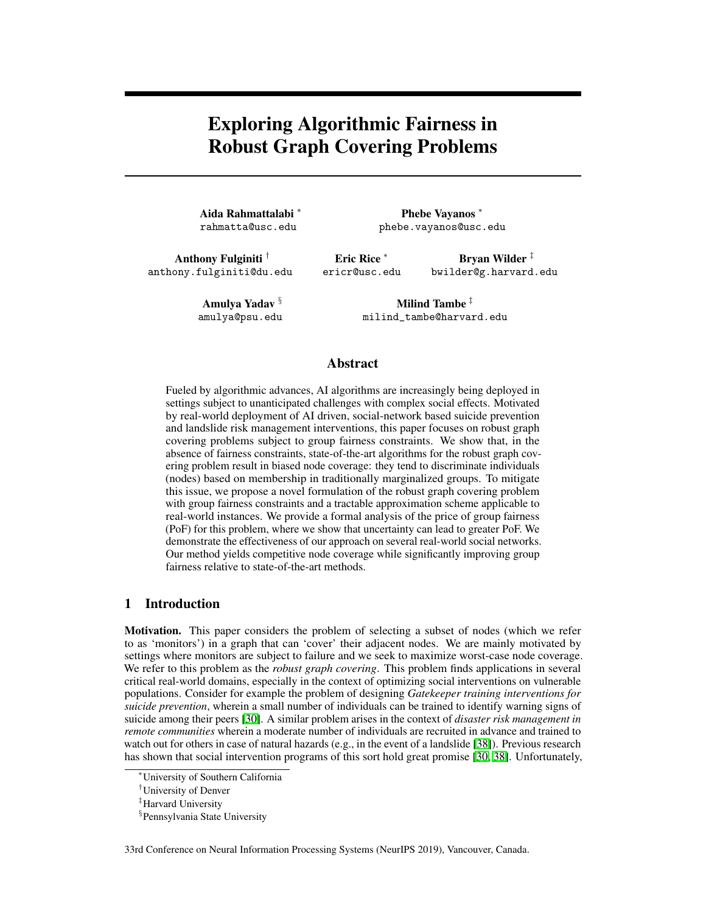# Exploring Algorithmic Fairness in Robust Graph Covering Problems

**Aida Rahmattalabi** [*]
rahmatta@usc.edu

**Phebe Vayanos** [*]
phebe.vayanos@usc.edu

**Anthony Fulginiti** [†]
anthony.fulginiti@du.edu

**Eric Rice** [*]
ericr@usc.edu

**Bryan Wilder** [‡]
bwilder@g.harvard.edu

**Amulya Yadav** [§]
amulya@psu.edu

**Milind Tambe** [‡]
milind_tambe@harvard.edu

## Abstract

Fueled by algorithmic advances, AI algorithms are increasingly being deployed in settings subject to unanticipated challenges with complex social effects. Motivated by real-world deployment of AI driven, social-network based suicide prevention and landslide risk management interventions, this paper focuses on robust graph covering problems subject to group fairness constraints. We show that, in the absence of fairness constraints, state-of-the-art algorithms for the robust graph covering problem result in biased node coverage: they tend to discriminate individuals (nodes) based on membership in traditionally marginalized groups. To mitigate this issue, we propose a novel formulation of the robust graph covering problem with group fairness constraints and a tractable approximation scheme applicable to real-world instances. We provide a formal analysis of the price of group fairness (PoF) for this problem, where we show that uncertainty can lead to greater PoF. We demonstrate the effectiveness of our approach on several real-world social networks. Our method yields competitive node coverage while significantly improving group fairness relative to state-of-the-art methods.

## 1 Introduction

**Motivation.** This paper considers the problem of selecting a subset of nodes (which we refer to as 'monitors') in a graph that can 'cover' their adjacent nodes. We are mainly motivated by settings where monitors are subject to failure and we seek to maximize worst-case node coverage. We refer to this problem as the *robust graph covering*. This problem finds applications in several critical real-world domains, especially in the context of optimizing social interventions on vulnerable populations. Consider for example the problem of designing *Gatekeeper training interventions for suicide prevention*, wherein a small number of individuals can be trained to identify warning signs of suicide among their peers [30]. A similar problem arises in the context of *disaster risk management in remote communities* wherein a moderate number of individuals are recruited in advance and trained to watch out for others in case of natural hazards (e.g., in the event of a landslide [38]). Previous research has shown that social intervention programs of this sort hold great promise [30, 38]. Unfortunately,

[*]University of Southern California
[†]University of Denver
[‡]Harvard University
[§]Pennsylvania State University

33rd Conference on Neural Information Processing Systems (NeurIPS 2019), Vancouver, Canada.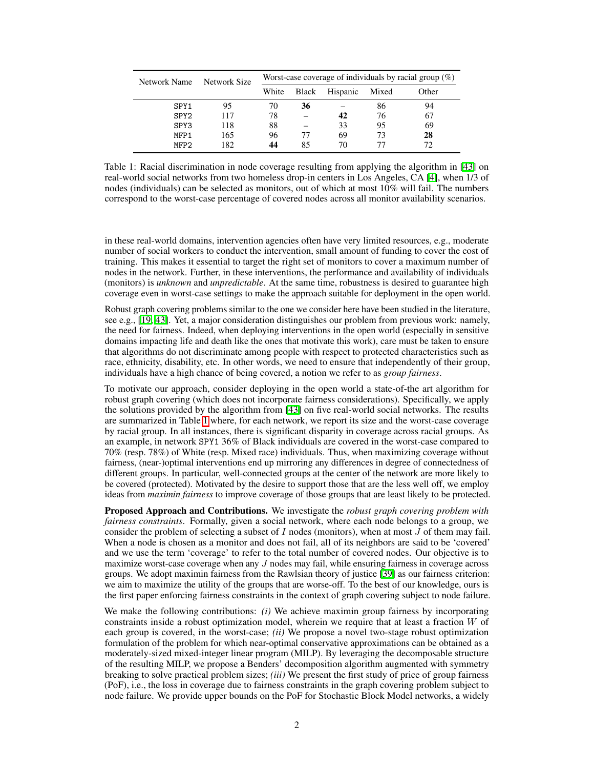| Network Name | Network Size | Worst-case coverage of individuals by racial group (%) | | | | |
|---|---|---|---|---|---|---|
| | | White | Black | Hispanic | Mixed | Other |
| SPY1 | 95 | 70 | **36** | – | 86 | 94 |
| SPY2 | 117 | 78 | – | **42** | 76 | 67 |
| SPY3 | 118 | 88 | – | 33 | 95 | 69 |
| MFP1 | 165 | 96 | 77 | 69 | 73 | **28** |
| MFP2 | 182 | **44** | 85 | 70 | 77 | 72 |

Table 1: Racial discrimination in node coverage resulting from applying the algorithm in [43] on real-world social networks from two homeless drop-in centers in Los Angeles, CA [4], when 1/3 of nodes (individuals) can be selected as monitors, out of which at most 10% will fail. The numbers correspond to the worst-case percentage of covered nodes across all monitor availability scenarios.

in these real-world domains, intervention agencies often have very limited resources, e.g., moderate number of social workers to conduct the intervention, small amount of funding to cover the cost of training. This makes it essential to target the right set of monitors to cover a maximum number of nodes in the network. Further, in these interventions, the performance and availability of individuals (monitors) is *unknown* and *unpredictable*. At the same time, robustness is desired to guarantee high coverage even in worst-case settings to make the approach suitable for deployment in the open world.

Robust graph covering problems similar to the one we consider here have been studied in the literature, see e.g., [19, 43]. Yet, a major consideration distinguishes our problem from previous work: namely, the need for fairness. Indeed, when deploying interventions in the open world (especially in sensitive domains impacting life and death like the ones that motivate this work), care must be taken to ensure that algorithms do not discriminate among people with respect to protected characteristics such as race, ethnicity, disability, etc. In other words, we need to ensure that independently of their group, individuals have a high chance of being covered, a notion we refer to as *group fairness*.

To motivate our approach, consider deploying in the open world a state-of-the art algorithm for robust graph covering (which does not incorporate fairness considerations). Specifically, we apply the solutions provided by the algorithm from [43] on five real-world social networks. The results are summarized in Table 1 where, for each network, we report its size and the worst-case coverage by racial group. In all instances, there is significant disparity in coverage across racial groups. As an example, in network SPY1 36% of Black individuals are covered in the worst-case compared to 70% (resp. 78%) of White (resp. Mixed race) individuals. Thus, when maximizing coverage without fairness, (near-)optimal interventions end up mirroring any differences in degree of connectedness of different groups. In particular, well-connected groups at the center of the network are more likely to be covered (protected). Motivated by the desire to support those that are the less well off, we employ ideas from *maximin fairness* to improve coverage of those groups that are least likely to be protected.

**Proposed Approach and Contributions.** We investigate the *robust graph covering problem with fairness constraints*. Formally, given a social network, where each node belongs to a group, we consider the problem of selecting a subset of $I$ nodes (monitors), when at most $J$ of them may fail. When a node is chosen as a monitor and does not fail, all of its neighbors are said to be 'covered' and we use the term 'coverage' to refer to the total number of covered nodes. Our objective is to maximize worst-case coverage when any $J$ nodes may fail, while ensuring fairness in coverage across groups. We adopt maximin fairness from the Rawlsian theory of justice [39] as our fairness criterion: we aim to maximize the utility of the groups that are worse-off. To the best of our knowledge, ours is the first paper enforcing fairness constraints in the context of graph covering subject to node failure.

We make the following contributions: *(i)* We achieve maximin group fairness by incorporating constraints inside a robust optimization model, wherein we require that at least a fraction $W$ of each group is covered, in the worst-case; *(ii)* We propose a novel two-stage robust optimization formulation of the problem for which near-optimal conservative approximations can be obtained as a moderately-sized mixed-integer linear program (MILP). By leveraging the decomposable structure of the resulting MILP, we propose a Benders' decomposition algorithm augmented with symmetry breaking to solve practical problem sizes; *(iii)* We present the first study of price of group fairness (PoF), i.e., the loss in coverage due to fairness constraints in the graph covering problem subject to node failure. We provide upper bounds on the PoF for Stochastic Block Model networks, a widely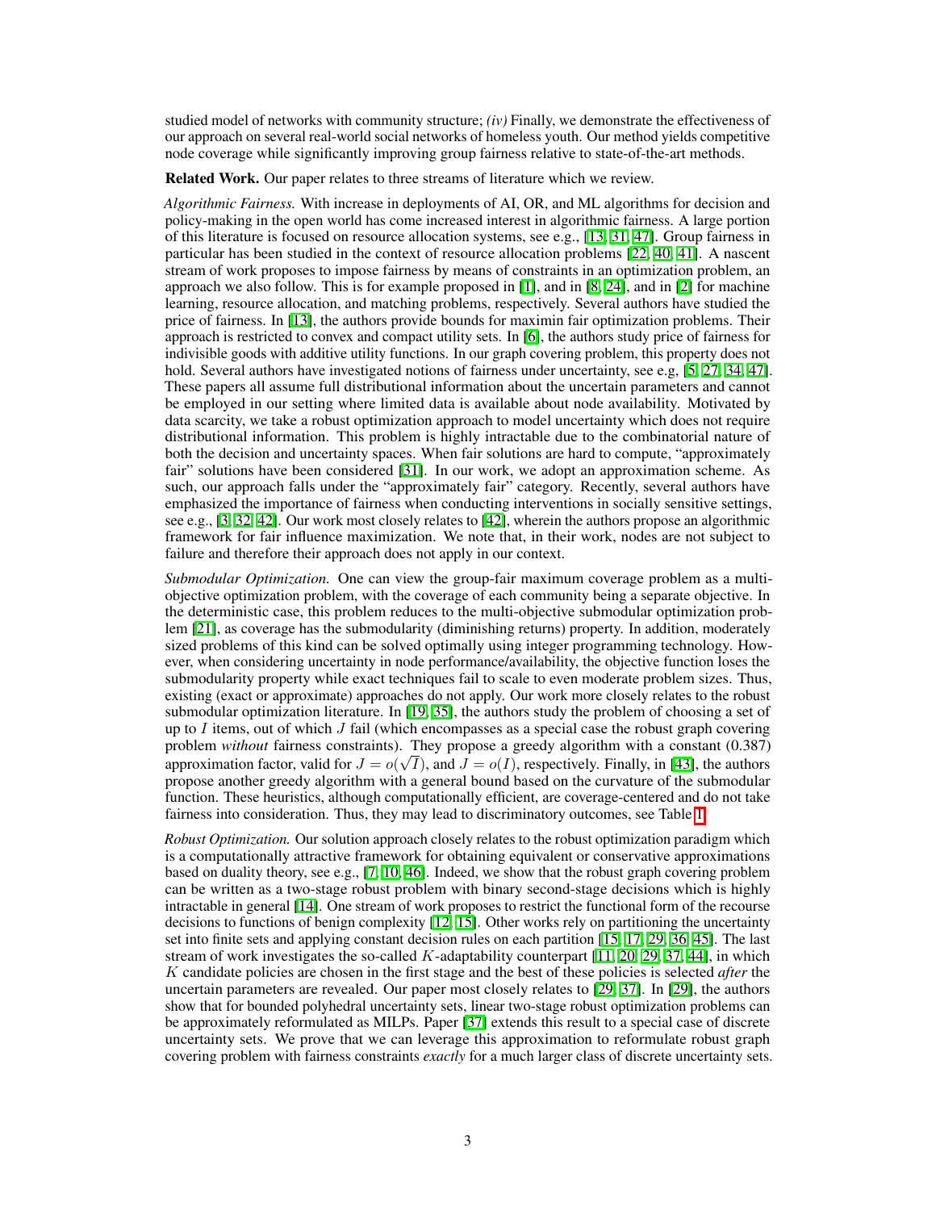studied model of networks with community structure; *(iv)* Finally, we demonstrate the effectiveness of our approach on several real-world social networks of homeless youth. Our method yields competitive node coverage while significantly improving group fairness relative to state-of-the-art methods.

**Related Work.** Our paper relates to three streams of literature which we review.

*Algorithmic Fairness.* With increase in deployments of AI, OR, and ML algorithms for decision and policy-making in the open world has come increased interest in algorithmic fairness. A large portion of this literature is focused on resource allocation systems, see e.g., [13, 31, 47]. Group fairness in particular has been studied in the context of resource allocation problems [22, 40, 41]. A nascent stream of work proposes to impose fairness by means of constraints in an optimization problem, an approach we also follow. This is for example proposed in [1], and in [8, 24], and in [2] for machine learning, resource allocation, and matching problems, respectively. Several authors have studied the price of fairness. In [13], the authors provide bounds for maximin fair optimization problems. Their approach is restricted to convex and compact utility sets. In [6], the authors study price of fairness for indivisible goods with additive utility functions. In our graph covering problem, this property does not hold. Several authors have investigated notions of fairness under uncertainty, see e.g, [5, 27, 34, 47]. These papers all assume full distributional information about the uncertain parameters and cannot be employed in our setting where limited data is available about node availability. Motivated by data scarcity, we take a robust optimization approach to model uncertainty which does not require distributional information. This problem is highly intractable due to the combinatorial nature of both the decision and uncertainty spaces. When fair solutions are hard to compute, "approximately fair" solutions have been considered [31]. In our work, we adopt an approximation scheme. As such, our approach falls under the "approximately fair" category. Recently, several authors have emphasized the importance of fairness when conducting interventions in socially sensitive settings, see e.g., [3, 32, 42]. Our work most closely relates to [42], wherein the authors propose an algorithmic framework for fair influence maximization. We note that, in their work, nodes are not subject to failure and therefore their approach does not apply in our context.

*Submodular Optimization.* One can view the group-fair maximum coverage problem as a multi-objective optimization problem, with the coverage of each community being a separate objective. In the deterministic case, this problem reduces to the multi-objective submodular optimization problem [21], as coverage has the submodularity (diminishing returns) property. In addition, moderately sized problems of this kind can be solved optimally using integer programming technology. However, when considering uncertainty in node performance/availability, the objective function loses the submodularity property while exact techniques fail to scale to even moderate problem sizes. Thus, existing (exact or approximate) approaches do not apply. Our work more closely relates to the robust submodular optimization literature. In [19, 35], the authors study the problem of choosing a set of up to $I$ items, out of which $J$ fail (which encompasses as a special case the robust graph covering problem *without* fairness constraints). They propose a greedy algorithm with a constant (0.387) approximation factor, valid for $J = o(\sqrt{I})$, and $J = o(I)$, respectively. Finally, in [43], the authors propose another greedy algorithm with a general bound based on the curvature of the submodular function. These heuristics, although computationally efficient, are coverage-centered and do not take fairness into consideration. Thus, they may lead to discriminatory outcomes, see Table 1.

*Robust Optimization.* Our solution approach closely relates to the robust optimization paradigm which is a computationally attractive framework for obtaining equivalent or conservative approximations based on duality theory, see e.g., [7, 10, 46]. Indeed, we show that the robust graph covering problem can be written as a two-stage robust problem with binary second-stage decisions which is highly intractable in general [14]. One stream of work proposes to restrict the functional form of the recourse decisions to functions of benign complexity [12, 15]. Other works rely on partitioning the uncertainty set into finite sets and applying constant decision rules on each partition [15, 17, 29, 36, 45]. The last stream of work investigates the so-called $K$-adaptability counterpart [11, 20, 29, 37, 44], in which $K$ candidate policies are chosen in the first stage and the best of these policies is selected *after* the uncertain parameters are revealed. Our paper most closely relates to [29, 37]. In [29], the authors show that for bounded polyhedral uncertainty sets, linear two-stage robust optimization problems can be approximately reformulated as MILPs. Paper [37] extends this result to a special case of discrete uncertainty sets. We prove that we can leverage this approximation to reformulate robust graph covering problem with fairness constraints *exactly* for a much larger class of discrete uncertainty sets.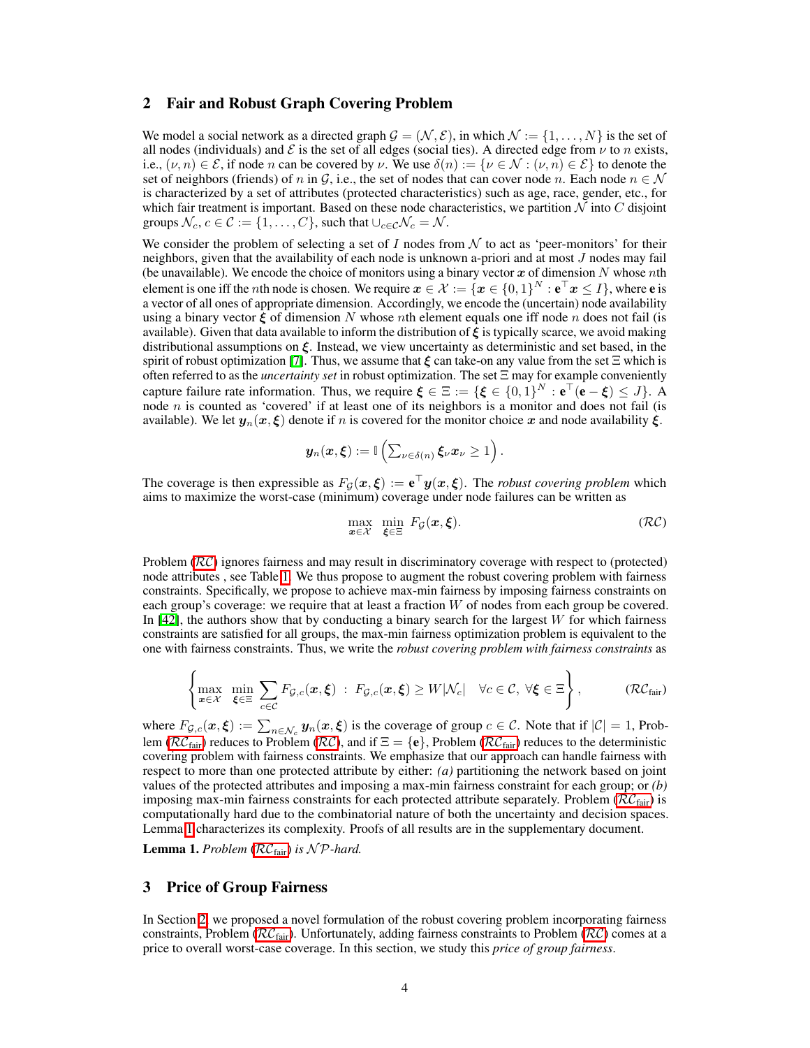## 2 Fair and Robust Graph Covering Problem

We model a social network as a directed graph $\mathcal{G} = (\mathcal{N}, \mathcal{E})$, in which $\mathcal{N} := \{1, \ldots, N\}$ is the set of all nodes (individuals) and $\mathcal{E}$ is the set of all edges (social ties). A directed edge from $\nu$ to $n$ exists, i.e., $(\nu, n) \in \mathcal{E}$, if node $n$ can be covered by $\nu$. We use $\delta(n) := \{\nu \in \mathcal{N} : (\nu, n) \in \mathcal{E}\}$ to denote the set of neighbors (friends) of $n$ in $\mathcal{G}$, i.e., the set of nodes that can cover node $n$. Each node $n \in \mathcal{N}$ is characterized by a set of attributes (protected characteristics) such as age, race, gender, etc., for which fair treatment is important. Based on these node characteristics, we partition $\mathcal{N}$ into $C$ disjoint groups $\mathcal{N}_c$, $c \in \mathcal{C} := \{1, \ldots, C\}$, such that $\cup_{c \in \mathcal{C}} \mathcal{N}_c = \mathcal{N}$.

We consider the problem of selecting a set of $I$ nodes from $\mathcal{N}$ to act as 'peer-monitors' for their neighbors, given that the availability of each node is unknown a-priori and at most $J$ nodes may fail (be unavailable). We encode the choice of monitors using a binary vector $\boldsymbol{x}$ of dimension $N$ whose $n$th element is one iff the $n$th node is chosen. We require $\boldsymbol{x} \in \mathcal{X} := \{\boldsymbol{x} \in \{0,1\}^N : \mathbf{e}^\top \boldsymbol{x} \leq I\}$, where $\mathbf{e}$ is a vector of all ones of appropriate dimension. Accordingly, we encode the (uncertain) node availability using a binary vector $\boldsymbol{\xi}$ of dimension $N$ whose $n$th element equals one iff node $n$ does not fail (is available). Given that data available to inform the distribution of $\boldsymbol{\xi}$ is typically scarce, we avoid making distributional assumptions on $\boldsymbol{\xi}$. Instead, we view uncertainty as deterministic and set based, in the spirit of robust optimization [7]. Thus, we assume that $\boldsymbol{\xi}$ can take-on any value from the set $\Xi$ which is often referred to as the *uncertainty set* in robust optimization. The set $\Xi$ may for example conveniently capture failure rate information. Thus, we require $\boldsymbol{\xi} \in \Xi := \{\boldsymbol{\xi} \in \{0,1\}^N : \mathbf{e}^\top(\mathbf{e} - \boldsymbol{\xi}) \leq J\}$. A node $n$ is counted as 'covered' if at least one of its neighbors is a monitor and does not fail (is available). We let $\boldsymbol{y}_n(\boldsymbol{x}, \boldsymbol{\xi})$ denote if $n$ is covered for the monitor choice $\boldsymbol{x}$ and node availability $\boldsymbol{\xi}$.

$$\boldsymbol{y}_n(\boldsymbol{x}, \boldsymbol{\xi}) := \mathbb{I}\left(\textstyle\sum_{\nu \in \delta(n)} \boldsymbol{\xi}_\nu \boldsymbol{x}_\nu \geq 1\right).$$

The coverage is then expressible as $F_{\mathcal{G}}(\boldsymbol{x}, \boldsymbol{\xi}) := \mathbf{e}^\top \boldsymbol{y}(\boldsymbol{x}, \boldsymbol{\xi})$. The *robust covering problem* which aims to maximize the worst-case (minimum) coverage under node failures can be written as

$$\max_{\boldsymbol{x} \in \mathcal{X}} \; \min_{\boldsymbol{\xi} \in \Xi} \; F_{\mathcal{G}}(\boldsymbol{x}, \boldsymbol{\xi}). \tag{$\mathcal{RC}$}$$

Problem ($\mathcal{RC}$) ignores fairness and may result in discriminatory coverage with respect to (protected) node attributes , see Table 1. We thus propose to augment the robust covering problem with fairness constraints. Specifically, we propose to achieve max-min fairness by imposing fairness constraints on each group's coverage: we require that at least a fraction $W$ of nodes from each group be covered. In [42], the authors show that by conducting a binary search for the largest $W$ for which fairness constraints are satisfied for all groups, the max-min fairness optimization problem is equivalent to the one with fairness constraints. Thus, we write the *robust covering problem with fairness constraints* as

$$\left\{ \max_{\boldsymbol{x} \in \mathcal{X}} \; \min_{\boldsymbol{\xi} \in \Xi} \; \sum_{c \in \mathcal{C}} F_{\mathcal{G},c}(\boldsymbol{x}, \boldsymbol{\xi}) \; : \; F_{\mathcal{G},c}(\boldsymbol{x}, \boldsymbol{\xi}) \geq W|\mathcal{N}_c| \quad \forall c \in \mathcal{C}, \; \forall \boldsymbol{\xi} \in \Xi \right\}, \tag{$\mathcal{RC}_{\text{fair}}$}$$

where $F_{\mathcal{G},c}(\boldsymbol{x}, \boldsymbol{\xi}) := \sum_{n \in \mathcal{N}_c} \boldsymbol{y}_n(\boldsymbol{x}, \boldsymbol{\xi})$ is the coverage of group $c \in \mathcal{C}$. Note that if $|\mathcal{C}| = 1$, Problem ($\mathcal{RC}_{\text{fair}}$) reduces to Problem ($\mathcal{RC}$), and if $\Xi = \{\mathbf{e}\}$, Problem ($\mathcal{RC}_{\text{fair}}$) reduces to the deterministic covering problem with fairness constraints. We emphasize that our approach can handle fairness with respect to more than one protected attribute by either: *(a)* partitioning the network based on joint values of the protected attributes and imposing a max-min fairness constraint for each group; or *(b)* imposing max-min fairness constraints for each protected attribute separately. Problem ($\mathcal{RC}_{\text{fair}}$) is computationally hard due to the combinatorial nature of both the uncertainty and decision spaces. Lemma 1 characterizes its complexity. Proofs of all results are in the supplementary document.

**Lemma 1.** *Problem ($\mathcal{RC}_{\text{fair}}$) is $\mathcal{NP}$-hard.*

## 3 Price of Group Fairness

In Section 2, we proposed a novel formulation of the robust covering problem incorporating fairness constraints, Problem ($\mathcal{RC}_{\text{fair}}$). Unfortunately, adding fairness constraints to Problem ($\mathcal{RC}$) comes at a price to overall worst-case coverage. In this section, we study this *price of group fairness*.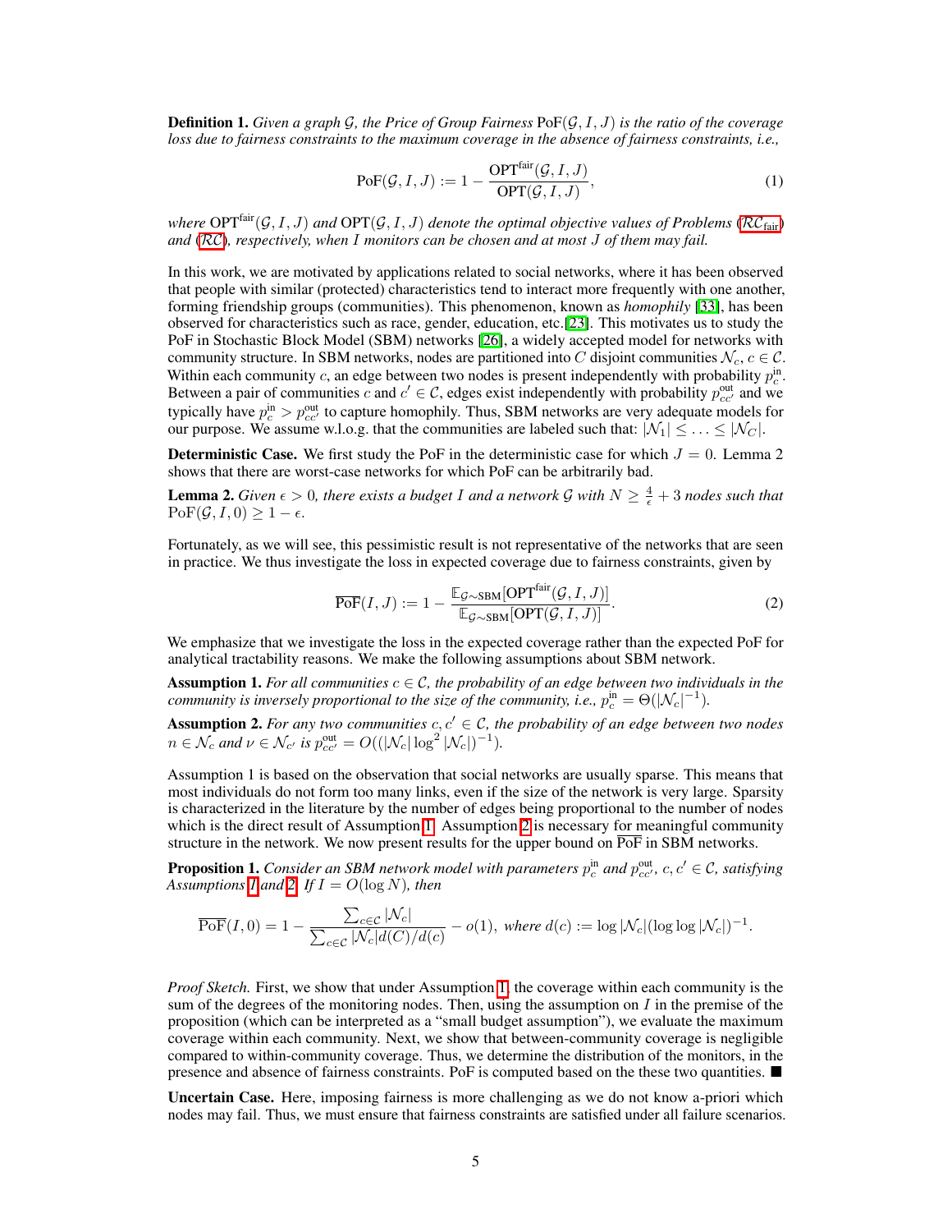**Definition 1.** *Given a graph $\mathcal{G}$, the Price of Group Fairness $\text{PoF}(\mathcal{G}, I, J)$ is the ratio of the coverage loss due to fairness constraints to the maximum coverage in the absence of fairness constraints, i.e.,*

$$\text{PoF}(\mathcal{G}, I, J) := 1 - \frac{\text{OPT}^{\text{fair}}(\mathcal{G}, I, J)}{\text{OPT}(\mathcal{G}, I, J)}, \tag{1}$$

*where $\text{OPT}^{\text{fair}}(\mathcal{G}, I, J)$ and $\text{OPT}(\mathcal{G}, I, J)$ denote the optimal objective values of Problems ($\mathcal{RC}_{\text{fair}}$) and ($\mathcal{RC}$), respectively, when $I$ monitors can be chosen and at most $J$ of them may fail.*

In this work, we are motivated by applications related to social networks, where it has been observed that people with similar (protected) characteristics tend to interact more frequently with one another, forming friendship groups (communities). This phenomenon, known as *homophily* [33], has been observed for characteristics such as race, gender, education, etc.[23]. This motivates us to study the PoF in Stochastic Block Model (SBM) networks [26], a widely accepted model for networks with community structure. In SBM networks, nodes are partitioned into $C$ disjoint communities $\mathcal{N}_c$, $c \in \mathcal{C}$. Within each community $c$, an edge between two nodes is present independently with probability $p_c^{\text{in}}$. Between a pair of communities $c$ and $c' \in \mathcal{C}$, edges exist independently with probability $p_{cc'}^{\text{out}}$ and we typically have $p_c^{\text{in}} > p_{cc'}^{\text{out}}$ to capture homophily. Thus, SBM networks are very adequate models for our purpose. We assume w.l.o.g. that the communities are labeled such that: $|\mathcal{N}_1| \leq \ldots \leq |\mathcal{N}_C|$.

**Deterministic Case.** We first study the PoF in the deterministic case for which $J = 0$. Lemma 2 shows that there are worst-case networks for which PoF can be arbitrarily bad.

**Lemma 2.** *Given $\epsilon > 0$, there exists a budget $I$ and a network $\mathcal{G}$ with $N \geq \frac{4}{\epsilon} + 3$ nodes such that $\text{PoF}(\mathcal{G}, I, 0) \geq 1 - \epsilon$.*

Fortunately, as we will see, this pessimistic result is not representative of the networks that are seen in practice. We thus investigate the loss in expected coverage due to fairness constraints, given by

$$\overline{\text{PoF}}(I, J) := 1 - \frac{\mathbb{E}_{\mathcal{G}\sim\text{SBM}}[\text{OPT}^{\text{fair}}(\mathcal{G}, I, J)]}{\mathbb{E}_{\mathcal{G}\sim\text{SBM}}[\text{OPT}(\mathcal{G}, I, J)]}. \tag{2}$$

We emphasize that we investigate the loss in the expected coverage rather than the expected PoF for analytical tractability reasons. We make the following assumptions about SBM network.

**Assumption 1.** *For all communities $c \in \mathcal{C}$, the probability of an edge between two individuals in the community is inversely proportional to the size of the community, i.e., $p_c^{\text{in}} = \Theta(|\mathcal{N}_c|^{-1})$.*

**Assumption 2.** *For any two communities $c, c' \in \mathcal{C}$, the probability of an edge between two nodes $n \in \mathcal{N}_c$ and $\nu \in \mathcal{N}_{c'}$ is $p_{cc'}^{\text{out}} = O((|\mathcal{N}_c| \log^2 |\mathcal{N}_c|)^{-1})$.*

Assumption 1 is based on the observation that social networks are usually sparse. This means that most individuals do not form too many links, even if the size of the network is very large. Sparsity is characterized in the literature by the number of edges being proportional to the number of nodes which is the direct result of Assumption 1. Assumption 2 is necessary for meaningful community structure in the network. We now present results for the upper bound on $\overline{\text{PoF}}$ in SBM networks.

**Proposition 1.** *Consider an SBM network model with parameters $p_c^{\text{in}}$ and $p_{cc'}^{\text{out}}$, $c, c' \in \mathcal{C}$, satisfying Assumptions 1 and 2. If $I = O(\log N)$, then*

$$\overline{\text{PoF}}(I, 0) = 1 - \frac{\sum_{c\in\mathcal{C}} |\mathcal{N}_c|}{\sum_{c\in\mathcal{C}} |\mathcal{N}_c| d(C)/d(c)} - o(1), \text{ where } d(c) := \log |\mathcal{N}_c| (\log \log |\mathcal{N}_c|)^{-1}.$$

*Proof Sketch.* First, we show that under Assumption 1, the coverage within each community is the sum of the degrees of the monitoring nodes. Then, using the assumption on $I$ in the premise of the proposition (which can be interpreted as a "small budget assumption"), we evaluate the maximum coverage within each community. Next, we show that between-community coverage is negligible compared to within-community coverage. Thus, we determine the distribution of the monitors, in the presence and absence of fairness constraints. PoF is computed based on the these two quantities. ∎

**Uncertain Case.** Here, imposing fairness is more challenging as we do not know a-priori which nodes may fail. Thus, we must ensure that fairness constraints are satisfied under all failure scenarios.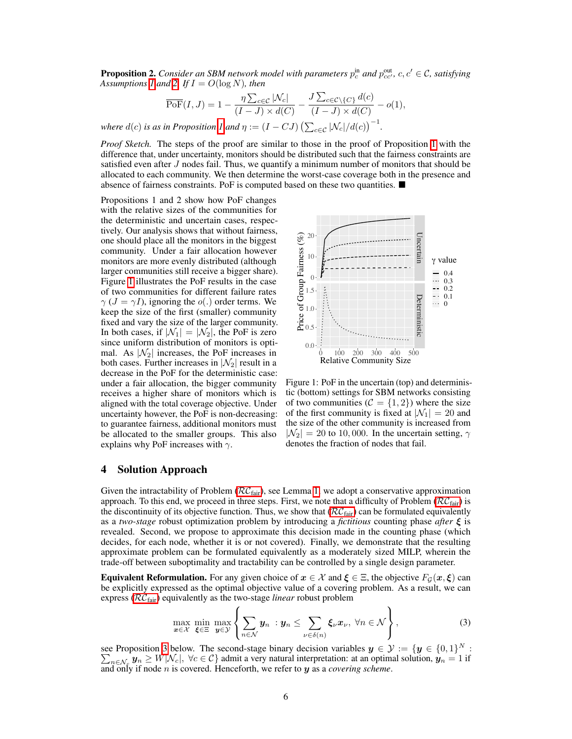**Proposition 2.** *Consider an SBM network model with parameters $p_c^{\text{in}}$ and $p_{cc'}^{\text{out}}$, $c, c' \in \mathcal{C}$, satisfying Assumptions 1 and 2. If $I = O(\log N)$, then*

$$\overline{\text{PoF}}(I, J) = 1 - \frac{\eta \sum_{c \in \mathcal{C}} |\mathcal{N}_c|}{(I - J) \times d(C)} - \frac{J \sum_{c \in \mathcal{C} \setminus \{C\}} d(c)}{(I - J) \times d(C)} - o(1),$$

*where $d(c)$ is as in Proposition 1 and $\eta := (I - CJ) \left( \sum_{c \in \mathcal{C}} |\mathcal{N}_c| / d(c) \right)^{-1}$.*

*Proof Sketch.* The steps of the proof are similar to those in the proof of Proposition 1 with the difference that, under uncertainty, monitors should be distributed such that the fairness constraints are satisfied even after $J$ nodes fail. Thus, we quantify a minimum number of monitors that should be allocated to each community. We then determine the worst-case coverage both in the presence and absence of fairness constraints. PoF is computed based on these two quantities. ■

Propositions 1 and 2 show how PoF changes with the relative sizes of the communities for the deterministic and uncertain cases, respectively. Our analysis shows that without fairness, one should place all the monitors in the biggest community. Under a fair allocation however monitors are more evenly distributed (although larger communities still receive a bigger share). Figure 1 illustrates the PoF results in the case of two communities for different failure rates $\gamma$ ($J = \gamma I$), ignoring the $o(.)$ order terms. We keep the size of the first (smaller) community fixed and vary the size of the larger community. In both cases, if $|\mathcal{N}_1| = |\mathcal{N}_2|$, the PoF is zero since uniform distribution of monitors is optimal. As $|\mathcal{N}_2|$ increases, the PoF increases in both cases. Further increases in $|\mathcal{N}_2|$ result in a decrease in the PoF for the deterministic case: under a fair allocation, the bigger community receives a higher share of monitors which is aligned with the total coverage objective. Under uncertainty however, the PoF is non-decreasing: to guarantee fairness, additional monitors must be allocated to the smaller groups. This also explains why PoF increases with $\gamma$.

Figure 1: PoF in the uncertain (top) and deterministic (bottom) settings for SBM networks consisting of two communities ($\mathcal{C} = \{1, 2\}$) where the size of the first community is fixed at $|\mathcal{N}_1| = 20$ and the size of the other community is increased from $|\mathcal{N}_2| = 20$ to $10,000$. In the uncertain setting, $\gamma$ denotes the fraction of nodes that fail.

## 4 Solution Approach

Given the intractability of Problem ($\mathcal{RC}_{\text{fair}}$), see Lemma 1, we adopt a conservative approximation approach. To this end, we proceed in three steps. First, we note that a difficulty of Problem ($\mathcal{RC}_{\text{fair}}$) is the discontinuity of its objective function. Thus, we show that ($\mathcal{RC}_{\text{fair}}$) can be formulated equivalently as a *two-stage* robust optimization problem by introducing a *fictitious* counting phase *after* $\boldsymbol{\xi}$ is revealed. Second, we propose to approximate this decision made in the counting phase (which decides, for each node, whether it is or not covered). Finally, we demonstrate that the resulting approximate problem can be formulated equivalently as a moderately sized MILP, wherein the trade-off between suboptimality and tractability can be controlled by a single design parameter.

**Equivalent Reformulation.** For any given choice of $\boldsymbol{x} \in \mathcal{X}$ and $\boldsymbol{\xi} \in \Xi$, the objective $F_{\mathcal{G}}(\boldsymbol{x}, \boldsymbol{\xi})$ can be explicitly expressed as the optimal objective value of a covering problem. As a result, we can express ($\mathcal{RC}_{\text{fair}}$) equivalently as the two-stage *linear* robust problem

$$\max_{\boldsymbol{x} \in \mathcal{X}} \min_{\boldsymbol{\xi} \in \Xi} \max_{\boldsymbol{y} \in \mathcal{Y}} \left\{ \sum_{n \in \mathcal{N}} \boldsymbol{y}_n \ : \boldsymbol{y}_n \le \sum_{\nu \in \delta(n)} \boldsymbol{\xi}_\nu \boldsymbol{x}_\nu, \ \forall n \in \mathcal{N} \right\}, \tag{3}$$

see Proposition 3 below. The second-stage binary decision variables $\boldsymbol{y} \in \mathcal{Y} := \{\boldsymbol{y} \in \{0,1\}^N : \sum_{n \in \mathcal{N}_c} \boldsymbol{y}_n \ge W|\mathcal{N}_c|, \ \forall c \in \mathcal{C}\}$ admit a very natural interpretation: at an optimal solution, $\boldsymbol{y}_n = 1$ if and only if node $n$ is covered. Henceforth, we refer to $\boldsymbol{y}$ as a *covering scheme*.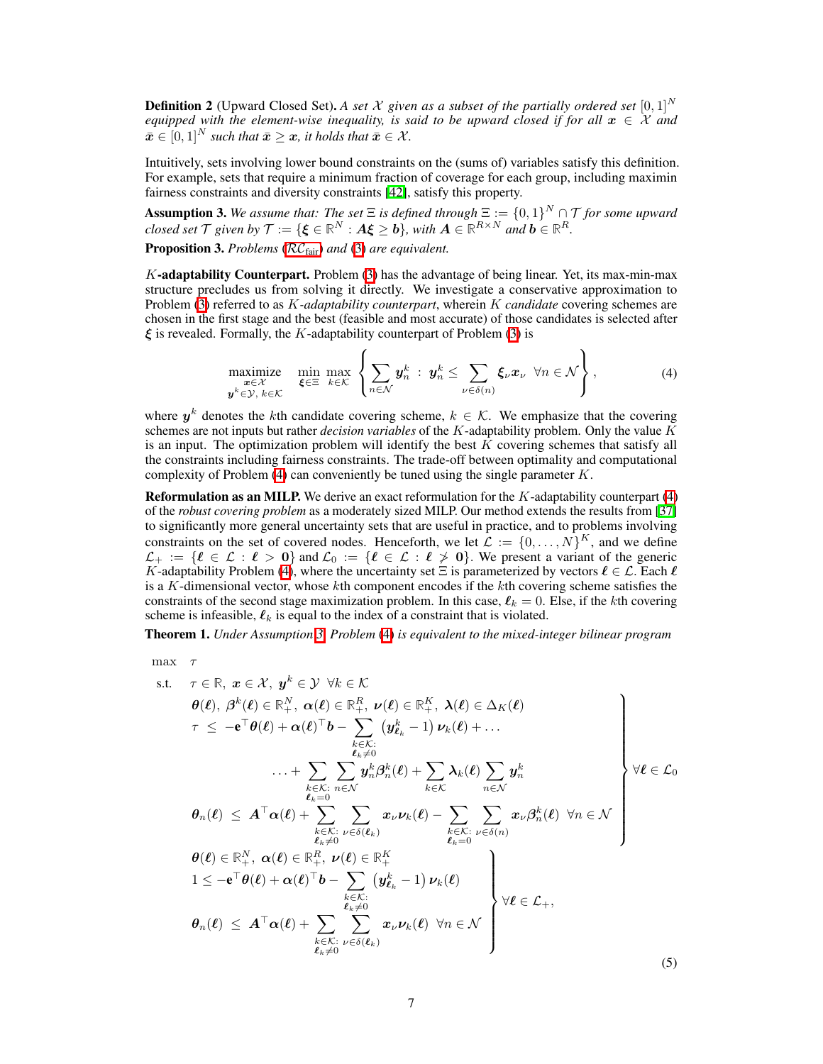**Definition 2** (Upward Closed Set)**.** *A set $\mathcal{X}$ given as a subset of the partially ordered set $[0,1]^N$ equipped with the element-wise inequality, is said to be upward closed if for all $\boldsymbol{x} \in \mathcal{X}$ and $\bar{\boldsymbol{x}} \in [0,1]^N$ such that $\bar{\boldsymbol{x}} \geq \boldsymbol{x}$, it holds that $\bar{\boldsymbol{x}} \in \mathcal{X}$.*

Intuitively, sets involving lower bound constraints on the (sums of) variables satisfy this definition. For example, sets that require a minimum fraction of coverage for each group, including maximin fairness constraints and diversity constraints [42], satisfy this property.

**Assumption 3.** *We assume that: The set $\Xi$ is defined through $\Xi := \{0,1\}^N \cap \mathcal{T}$ for some upward closed set $\mathcal{T}$ given by $\mathcal{T} := \{\boldsymbol{\xi} \in \mathbb{R}^N : \boldsymbol{A}\boldsymbol{\xi} \geq \boldsymbol{b}\}$, with $\boldsymbol{A} \in \mathbb{R}^{R \times N}$ and $\boldsymbol{b} \in \mathbb{R}^R$.*

**Proposition 3.** *Problems ($\mathcal{RC}_{\text{fair}}$) and (3) are equivalent.*

**$K$-adaptability Counterpart.** Problem (3) has the advantage of being linear. Yet, its max-min-max structure precludes us from solving it directly. We investigate a conservative approximation to Problem (3) referred to as *$K$-adaptability counterpart*, wherein $K$ *candidate* covering schemes are chosen in the first stage and the best (feasible and most accurate) of those candidates is selected after $\boldsymbol{\xi}$ is revealed. Formally, the $K$-adaptability counterpart of Problem (3) is

$$
\underset{\substack{\boldsymbol{x}\in\mathcal{X} \\ \boldsymbol{y}^k\in\mathcal{Y},\ k\in\mathcal{K}}}{\text{maximize}} \quad \min_{\boldsymbol{\xi}\in\Xi}\ \max_{k\in\mathcal{K}} \left\{ \sum_{n\in\mathcal{N}} \boldsymbol{y}_n^k \ :\ \boldsymbol{y}_n^k \leq \sum_{\nu\in\delta(n)} \boldsymbol{\xi}_\nu \boldsymbol{x}_\nu \quad \forall n \in \mathcal{N} \right\}, \tag{4}
$$

where $\boldsymbol{y}^k$ denotes the $k$th candidate covering scheme, $k \in \mathcal{K}$. We emphasize that the covering schemes are not inputs but rather *decision variables* of the $K$-adaptability problem. Only the value $K$ is an input. The optimization problem will identify the best $K$ covering schemes that satisfy all the constraints including fairness constraints. The trade-off between optimality and computational complexity of Problem (4) can conveniently be tuned using the single parameter $K$.

**Reformulation as an MILP.** We derive an exact reformulation for the $K$-adaptability counterpart (4) of the *robust covering problem* as a moderately sized MILP. Our method extends the results from [37] to significantly more general uncertainty sets that are useful in practice, and to problems involving constraints on the set of covered nodes. Henceforth, we let $\mathcal{L} := \{0,\ldots,N\}^K$, and we define $\mathcal{L}_+ := \{\boldsymbol{\ell} \in \mathcal{L} : \boldsymbol{\ell} > \mathbf{0}\}$ and $\mathcal{L}_0 := \{\boldsymbol{\ell} \in \mathcal{L} : \boldsymbol{\ell} \ngtr \mathbf{0}\}$. We present a variant of the generic $K$-adaptability Problem (4), where the uncertainty set $\Xi$ is parameterized by vectors $\boldsymbol{\ell} \in \mathcal{L}$. Each $\boldsymbol{\ell}$ is a $K$-dimensional vector, whose $k$th component encodes if the $k$th covering scheme satisfies the constraints of the second stage maximization problem. In this case, $\boldsymbol{\ell}_k = 0$. Else, if the $k$th covering scheme is infeasible, $\boldsymbol{\ell}_k$ is equal to the index of a constraint that is violated.

**Theorem 1.** *Under Assumption 3, Problem (4) is equivalent to the mixed-integer bilinear program*

$$
\begin{array}{ll}
\max & \tau \\
\text{s.t.} & \tau \in \mathbb{R},\ \boldsymbol{x} \in \mathcal{X},\ \boldsymbol{y}^k \in \mathcal{Y}\ \ \forall k \in \mathcal{K} \\
& \left.\begin{array}{l}
\boldsymbol{\theta}(\boldsymbol{\ell}),\ \boldsymbol{\beta}^k(\boldsymbol{\ell}) \in \mathbb{R}_+^N,\ \boldsymbol{\alpha}(\boldsymbol{\ell}) \in \mathbb{R}_+^R,\ \boldsymbol{\nu}(\boldsymbol{\ell}) \in \mathbb{R}_+^K,\ \boldsymbol{\lambda}(\boldsymbol{\ell}) \in \Delta_K(\boldsymbol{\ell}) \\
\tau \ \leq\ -\mathbf{e}^\top\boldsymbol{\theta}(\boldsymbol{\ell}) + \boldsymbol{\alpha}(\boldsymbol{\ell})^\top\boldsymbol{b} - \displaystyle\sum_{\substack{k\in\mathcal{K}: \\ \boldsymbol{\ell}_k\neq 0}} \left(\boldsymbol{y}^k_{\boldsymbol{\ell}_k} - 1\right)\boldsymbol{\nu}_k(\boldsymbol{\ell}) + \ldots \\
\qquad\qquad \ldots + \displaystyle\sum_{\substack{k\in\mathcal{K}: \\ \boldsymbol{\ell}_k = 0}} \sum_{n\in\mathcal{N}} \boldsymbol{y}_n^k \boldsymbol{\beta}_n^k(\boldsymbol{\ell}) + \sum_{k\in\mathcal{K}} \boldsymbol{\lambda}_k(\boldsymbol{\ell}) \sum_{n\in\mathcal{N}} \boldsymbol{y}_n^k \\
\boldsymbol{\theta}_n(\boldsymbol{\ell}) \ \leq\ \boldsymbol{A}^\top\boldsymbol{\alpha}(\boldsymbol{\ell}) + \displaystyle\sum_{\substack{k\in\mathcal{K}: \\ \boldsymbol{\ell}_k\neq 0}} \sum_{\nu\in\delta(\boldsymbol{\ell}_k)} \boldsymbol{x}_\nu \boldsymbol{\nu}_k(\boldsymbol{\ell}) - \sum_{\substack{k\in\mathcal{K}: \\ \boldsymbol{\ell}_k = 0}} \sum_{\nu\in\delta(n)} \boldsymbol{x}_\nu \boldsymbol{\beta}_n^k(\boldsymbol{\ell}) \ \ \forall n \in \mathcal{N}
\end{array}\right\}\ \forall \boldsymbol{\ell} \in \mathcal{L}_0 \\
& \left.\begin{array}{l}
\boldsymbol{\theta}(\boldsymbol{\ell}) \in \mathbb{R}_+^N,\ \boldsymbol{\alpha}(\boldsymbol{\ell}) \in \mathbb{R}_+^R,\ \boldsymbol{\nu}(\boldsymbol{\ell}) \in \mathbb{R}_+^K \\
1 \leq -\mathbf{e}^\top\boldsymbol{\theta}(\boldsymbol{\ell}) + \boldsymbol{\alpha}(\boldsymbol{\ell})^\top\boldsymbol{b} - \displaystyle\sum_{\substack{k\in\mathcal{K}: \\ \boldsymbol{\ell}_k\neq 0}} \left(\boldsymbol{y}^k_{\boldsymbol{\ell}_k} - 1\right)\boldsymbol{\nu}_k(\boldsymbol{\ell}) \\
\boldsymbol{\theta}_n(\boldsymbol{\ell}) \ \leq\ \boldsymbol{A}^\top\boldsymbol{\alpha}(\boldsymbol{\ell}) + \displaystyle\sum_{\substack{k\in\mathcal{K}: \\ \boldsymbol{\ell}_k\neq 0}} \sum_{\nu\in\delta(\boldsymbol{\ell}_k)} \boldsymbol{x}_\nu \boldsymbol{\nu}_k(\boldsymbol{\ell}) \ \ \forall n \in \mathcal{N}
\end{array}\right\}\ \forall \boldsymbol{\ell} \in \mathcal{L}_+,
\end{array} \tag{5}
$$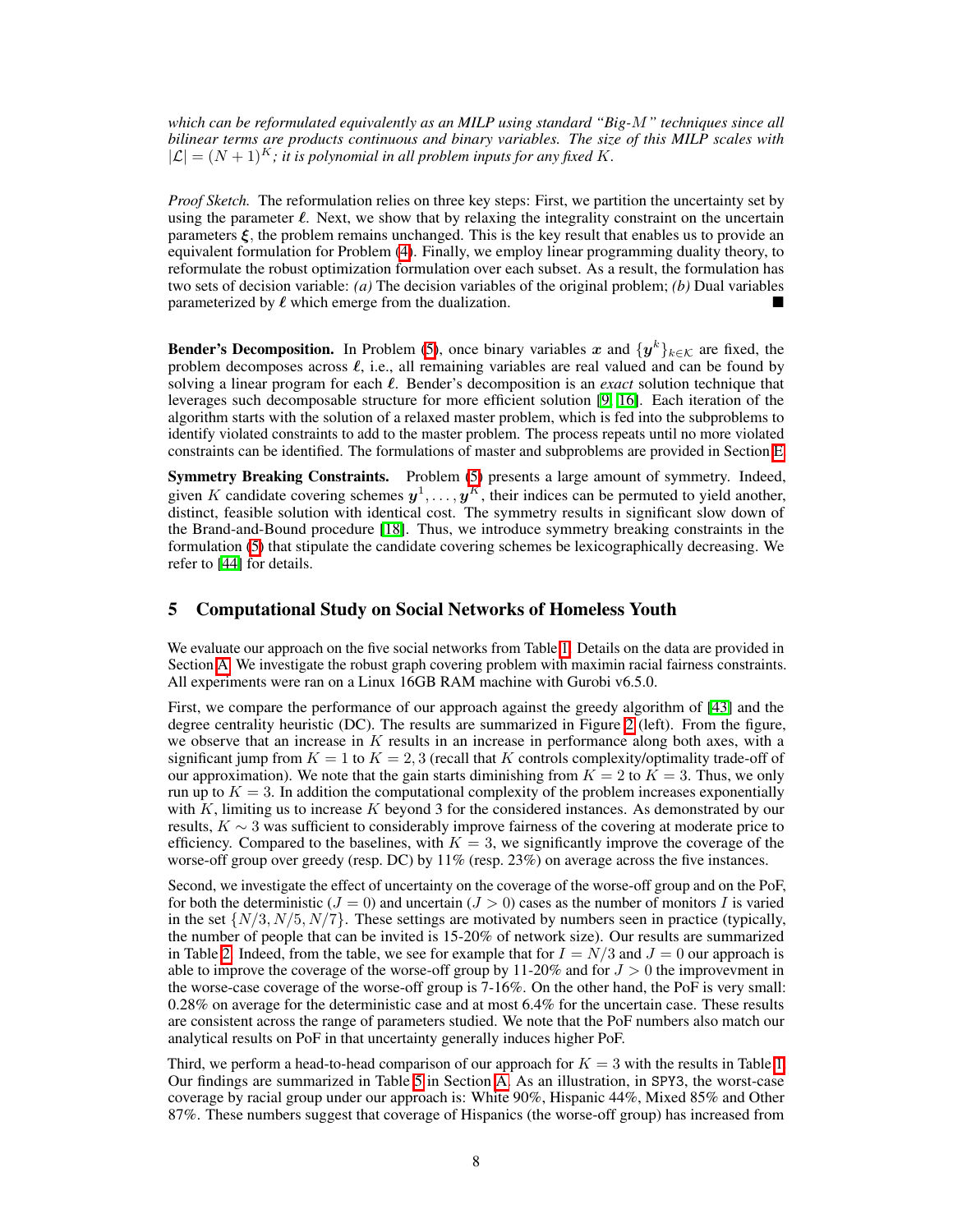*which can be reformulated equivalently as an MILP using standard "Big-$M$" techniques since all bilinear terms are products continuous and binary variables. The size of this MILP scales with $|\mathcal{L}| = (N+1)^K$; it is polynomial in all problem inputs for any fixed $K$.*

*Proof Sketch.* The reformulation relies on three key steps: First, we partition the uncertainty set by using the parameter $\boldsymbol{\ell}$. Next, we show that by relaxing the integrality constraint on the uncertain parameters $\boldsymbol{\xi}$, the problem remains unchanged. This is the key result that enables us to provide an equivalent formulation for Problem (4). Finally, we employ linear programming duality theory, to reformulate the robust optimization formulation over each subset. As a result, the formulation has two sets of decision variable: *(a)* The decision variables of the original problem; *(b)* Dual variables parameterized by $\boldsymbol{\ell}$ which emerge from the dualization. ■

**Bender's Decomposition.** In Problem (5), once binary variables $\boldsymbol{x}$ and $\{\boldsymbol{y}^k\}_{k\in\mathcal{K}}$ are fixed, the problem decomposes across $\boldsymbol{\ell}$, i.e., all remaining variables are real valued and can be found by solving a linear program for each $\boldsymbol{\ell}$. Bender's decomposition is an *exact* solution technique that leverages such decomposable structure for more efficient solution [9, 16]. Each iteration of the algorithm starts with the solution of a relaxed master problem, which is fed into the subproblems to identify violated constraints to add to the master problem. The process repeats until no more violated constraints can be identified. The formulations of master and subproblems are provided in Section E.

**Symmetry Breaking Constraints.** Problem (5) presents a large amount of symmetry. Indeed, given $K$ candidate covering schemes $\boldsymbol{y}^1, \ldots, \boldsymbol{y}^K$, their indices can be permuted to yield another, distinct, feasible solution with identical cost. The symmetry results in significant slow down of the Brand-and-Bound procedure [18]. Thus, we introduce symmetry breaking constraints in the formulation (5) that stipulate the candidate covering schemes be lexicographically decreasing. We refer to [44] for details.

## 5 Computational Study on Social Networks of Homeless Youth

We evaluate our approach on the five social networks from Table 1. Details on the data are provided in Section A. We investigate the robust graph covering problem with maximin racial fairness constraints. All experiments were ran on a Linux 16GB RAM machine with Gurobi v6.5.0.

First, we compare the performance of our approach against the greedy algorithm of [43] and the degree centrality heuristic (DC). The results are summarized in Figure 2 (left). From the figure, we observe that an increase in $K$ results in an increase in performance along both axes, with a significant jump from $K = 1$ to $K = 2, 3$ (recall that $K$ controls complexity/optimality trade-off of our approximation). We note that the gain starts diminishing from $K = 2$ to $K = 3$. Thus, we only run up to $K = 3$. In addition the computational complexity of the problem increases exponentially with $K$, limiting us to increase $K$ beyond 3 for the considered instances. As demonstrated by our results, $K \sim 3$ was sufficient to considerably improve fairness of the covering at moderate price to efficiency. Compared to the baselines, with $K = 3$, we significantly improve the coverage of the worse-off group over greedy (resp. DC) by 11% (resp. 23%) on average across the five instances.

Second, we investigate the effect of uncertainty on the coverage of the worse-off group and on the PoF, for both the deterministic ($J = 0$) and uncertain ($J > 0$) cases as the number of monitors $I$ is varied in the set $\{N/3, N/5, N/7\}$. These settings are motivated by numbers seen in practice (typically, the number of people that can be invited is 15-20% of network size). Our results are summarized in Table 2. Indeed, from the table, we see for example that for $I = N/3$ and $J = 0$ our approach is able to improve the coverage of the worse-off group by 11-20% and for $J > 0$ the improvevment in the worse-case coverage of the worse-off group is 7-16%. On the other hand, the PoF is very small: 0.28% on average for the deterministic case and at most 6.4% for the uncertain case. These results are consistent across the range of parameters studied. We note that the PoF numbers also match our analytical results on PoF in that uncertainty generally induces higher PoF.

Third, we perform a head-to-head comparison of our approach for $K = 3$ with the results in Table 1. Our findings are summarized in Table 5 in Section A. As an illustration, in SPY3, the worst-case coverage by racial group under our approach is: White 90%, Hispanic 44%, Mixed 85% and Other 87%. These numbers suggest that coverage of Hispanics (the worse-off group) has increased from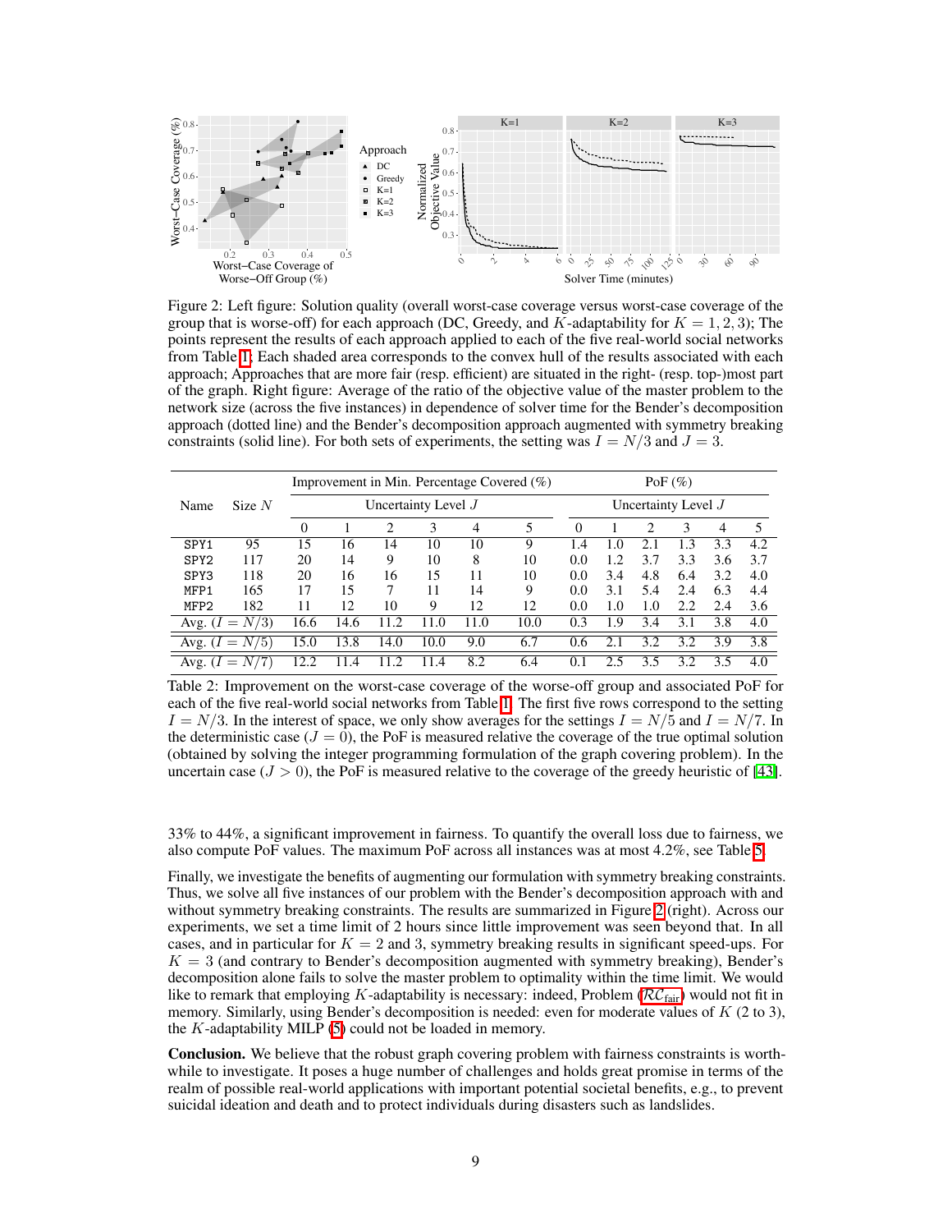Figure 2: Left figure: Solution quality (overall worst-case coverage versus worst-case coverage of the group that is worse-off) for each approach (DC, Greedy, and $K$-adaptability for $K = 1, 2, 3$); The points represent the results of each approach applied to each of the five real-world social networks from Table 1; Each shaded area corresponds to the convex hull of the results associated with each approach; Approaches that are more fair (resp. efficient) are situated in the right- (resp. top-)most part of the graph. Right figure: Average of the ratio of the objective value of the master problem to the network size (across the five instances) in dependence of solver time for the Bender's decomposition approach (dotted line) and the Bender's decomposition approach augmented with symmetry breaking constraints (solid line). For both sets of experiments, the setting was $I = N/3$ and $J = 3$.

| Name | Size $N$ | Improvement in Min. Percentage Covered (%) | | | | | | PoF (%) | | | | | |
|---|---|---|---|---|---|---|---|---|---|---|---|---|---|
| | | Uncertainty Level $J$ | | | | | | Uncertainty Level $J$ | | | | | |
| | | 0 | 1 | 2 | 3 | 4 | 5 | 0 | 1 | 2 | 3 | 4 | 5 |
| SPY1 | 95 | 15 | 16 | 14 | 10 | 10 | 9 | 1.4 | 1.0 | 2.1 | 1.3 | 3.3 | 4.2 |
| SPY2 | 117 | 20 | 14 | 9 | 10 | 8 | 10 | 0.0 | 1.2 | 3.7 | 3.3 | 3.6 | 3.7 |
| SPY3 | 118 | 20 | 16 | 16 | 15 | 11 | 10 | 0.0 | 3.4 | 4.8 | 6.4 | 3.2 | 4.0 |
| MFP1 | 165 | 17 | 15 | 7 | 11 | 14 | 9 | 0.0 | 3.1 | 5.4 | 2.4 | 6.3 | 4.4 |
| MFP2 | 182 | 11 | 12 | 10 | 9 | 12 | 12 | 0.0 | 1.0 | 1.0 | 2.2 | 2.4 | 3.6 |
| Avg. ($I = N/3$) | | 16.6 | 14.6 | 11.2 | 11.0 | 11.0 | 10.0 | 0.3 | 1.9 | 3.4 | 3.1 | 3.8 | 4.0 |
| Avg. ($I = N/5$) | | 15.0 | 13.8 | 14.0 | 10.0 | 9.0 | 6.7 | 0.6 | 2.1 | 3.2 | 3.2 | 3.9 | 3.8 |
| Avg. ($I = N/7$) | | 12.2 | 11.4 | 11.2 | 11.4 | 8.2 | 6.4 | 0.1 | 2.5 | 3.5 | 3.2 | 3.5 | 4.0 |

Table 2: Improvement on the worst-case coverage of the worse-off group and associated PoF for each of the five real-world social networks from Table 1. The first five rows correspond to the setting $I = N/3$. In the interest of space, we only show averages for the settings $I = N/5$ and $I = N/7$. In the deterministic case ($J = 0$), the PoF is measured relative the coverage of the true optimal solution (obtained by solving the integer programming formulation of the graph covering problem). In the uncertain case ($J > 0$), the PoF is measured relative to the coverage of the greedy heuristic of [43].

33% to 44%, a significant improvement in fairness. To quantify the overall loss due to fairness, we also compute PoF values. The maximum PoF across all instances was at most 4.2%, see Table 5.

Finally, we investigate the benefits of augmenting our formulation with symmetry breaking constraints. Thus, we solve all five instances of our problem with the Bender's decomposition approach with and without symmetry breaking constraints. The results are summarized in Figure 2 (right). Across our experiments, we set a time limit of 2 hours since little improvement was seen beyond that. In all cases, and in particular for $K = 2$ and 3, symmetry breaking results in significant speed-ups. For $K = 3$ (and contrary to Bender's decomposition augmented with symmetry breaking), Bender's decomposition alone fails to solve the master problem to optimality within the time limit. We would like to remark that employing $K$-adaptability is necessary: indeed, Problem ($\mathcal{RC}_{\text{fair}}$) would not fit in memory. Similarly, using Bender's decomposition is needed: even for moderate values of $K$ (2 to 3), the $K$-adaptability MILP (5) could not be loaded in memory.

**Conclusion.** We believe that the robust graph covering problem with fairness constraints is worthwhile to investigate. It poses a huge number of challenges and holds great promise in terms of the realm of possible real-world applications with important potential societal benefits, e.g., to prevent suicidal ideation and death and to protect individuals during disasters such as landslides.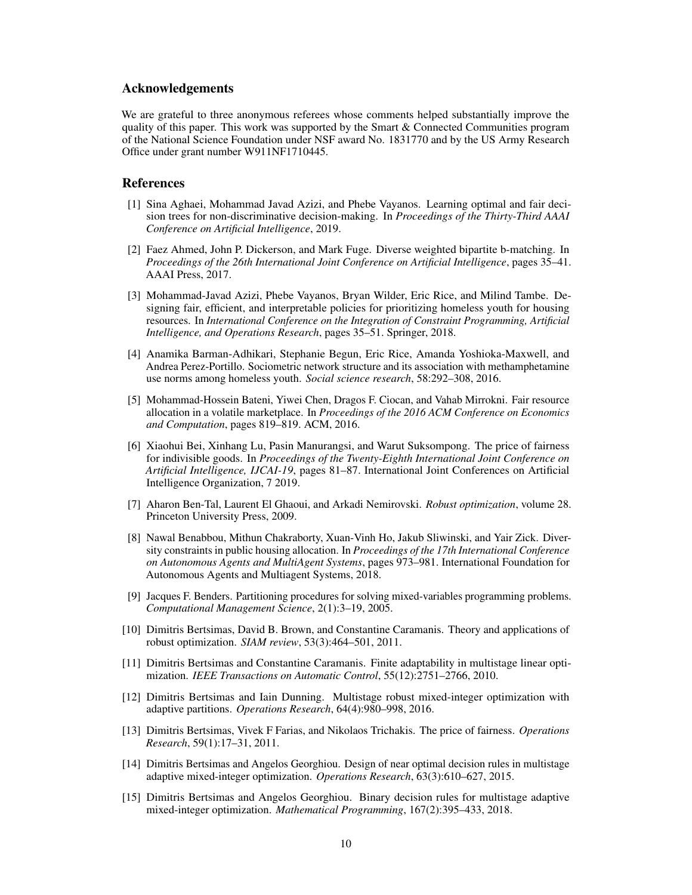## Acknowledgements

We are grateful to three anonymous referees whose comments helped substantially improve the quality of this paper. This work was supported by the Smart & Connected Communities program of the National Science Foundation under NSF award No. 1831770 and by the US Army Research Office under grant number W911NF1710445.

## References

[1] Sina Aghaei, Mohammad Javad Azizi, and Phebe Vayanos. Learning optimal and fair decision trees for non-discriminative decision-making. In *Proceedings of the Thirty-Third AAAI Conference on Artificial Intelligence*, 2019.

[2] Faez Ahmed, John P. Dickerson, and Mark Fuge. Diverse weighted bipartite b-matching. In *Proceedings of the 26th International Joint Conference on Artificial Intelligence*, pages 35–41. AAAI Press, 2017.

[3] Mohammad-Javad Azizi, Phebe Vayanos, Bryan Wilder, Eric Rice, and Milind Tambe. Designing fair, efficient, and interpretable policies for prioritizing homeless youth for housing resources. In *International Conference on the Integration of Constraint Programming, Artificial Intelligence, and Operations Research*, pages 35–51. Springer, 2018.

[4] Anamika Barman-Adhikari, Stephanie Begun, Eric Rice, Amanda Yoshioka-Maxwell, and Andrea Perez-Portillo. Sociometric network structure and its association with methamphetamine use norms among homeless youth. *Social science research*, 58:292–308, 2016.

[5] Mohammad-Hossein Bateni, Yiwei Chen, Dragos F. Ciocan, and Vahab Mirrokni. Fair resource allocation in a volatile marketplace. In *Proceedings of the 2016 ACM Conference on Economics and Computation*, pages 819–819. ACM, 2016.

[6] Xiaohui Bei, Xinhang Lu, Pasin Manurangsi, and Warut Suksompong. The price of fairness for indivisible goods. In *Proceedings of the Twenty-Eighth International Joint Conference on Artificial Intelligence, IJCAI-19*, pages 81–87. International Joint Conferences on Artificial Intelligence Organization, 7 2019.

[7] Aharon Ben-Tal, Laurent El Ghaoui, and Arkadi Nemirovski. *Robust optimization*, volume 28. Princeton University Press, 2009.

[8] Nawal Benabbou, Mithun Chakraborty, Xuan-Vinh Ho, Jakub Sliwinski, and Yair Zick. Diversity constraints in public housing allocation. In *Proceedings of the 17th International Conference on Autonomous Agents and MultiAgent Systems*, pages 973–981. International Foundation for Autonomous Agents and Multiagent Systems, 2018.

[9] Jacques F. Benders. Partitioning procedures for solving mixed-variables programming problems. *Computational Management Science*, 2(1):3–19, 2005.

[10] Dimitris Bertsimas, David B. Brown, and Constantine Caramanis. Theory and applications of robust optimization. *SIAM review*, 53(3):464–501, 2011.

[11] Dimitris Bertsimas and Constantine Caramanis. Finite adaptability in multistage linear optimization. *IEEE Transactions on Automatic Control*, 55(12):2751–2766, 2010.

[12] Dimitris Bertsimas and Iain Dunning. Multistage robust mixed-integer optimization with adaptive partitions. *Operations Research*, 64(4):980–998, 2016.

[13] Dimitris Bertsimas, Vivek F Farias, and Nikolaos Trichakis. The price of fairness. *Operations Research*, 59(1):17–31, 2011.

[14] Dimitris Bertsimas and Angelos Georghiou. Design of near optimal decision rules in multistage adaptive mixed-integer optimization. *Operations Research*, 63(3):610–627, 2015.

[15] Dimitris Bertsimas and Angelos Georghiou. Binary decision rules for multistage adaptive mixed-integer optimization. *Mathematical Programming*, 167(2):395–433, 2018.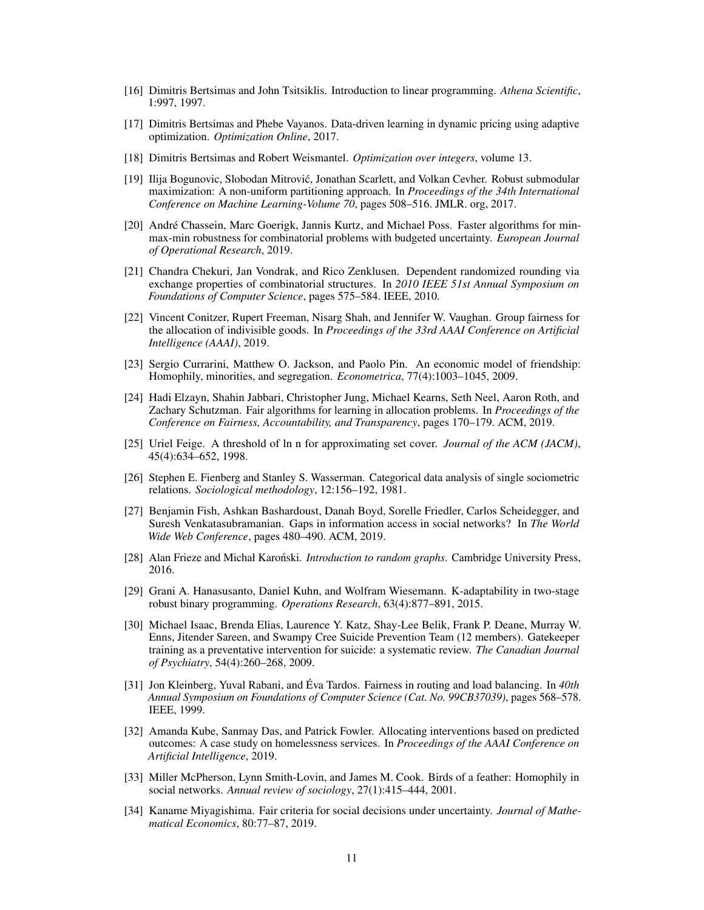[16] Dimitris Bertsimas and John Tsitsiklis. Introduction to linear programming. *Athena Scientific*, 1:997, 1997.

[17] Dimitris Bertsimas and Phebe Vayanos. Data-driven learning in dynamic pricing using adaptive optimization. *Optimization Online*, 2017.

[18] Dimitris Bertsimas and Robert Weismantel. *Optimization over integers*, volume 13.

[19] Ilija Bogunovic, Slobodan Mitrović, Jonathan Scarlett, and Volkan Cevher. Robust submodular maximization: A non-uniform partitioning approach. In *Proceedings of the 34th International Conference on Machine Learning-Volume 70*, pages 508–516. JMLR. org, 2017.

[20] André Chassein, Marc Goerigk, Jannis Kurtz, and Michael Poss. Faster algorithms for min-max-min robustness for combinatorial problems with budgeted uncertainty. *European Journal of Operational Research*, 2019.

[21] Chandra Chekuri, Jan Vondrak, and Rico Zenklusen. Dependent randomized rounding via exchange properties of combinatorial structures. In *2010 IEEE 51st Annual Symposium on Foundations of Computer Science*, pages 575–584. IEEE, 2010.

[22] Vincent Conitzer, Rupert Freeman, Nisarg Shah, and Jennifer W. Vaughan. Group fairness for the allocation of indivisible goods. In *Proceedings of the 33rd AAAI Conference on Artificial Intelligence (AAAI)*, 2019.

[23] Sergio Currarini, Matthew O. Jackson, and Paolo Pin. An economic model of friendship: Homophily, minorities, and segregation. *Econometrica*, 77(4):1003–1045, 2009.

[24] Hadi Elzayn, Shahin Jabbari, Christopher Jung, Michael Kearns, Seth Neel, Aaron Roth, and Zachary Schutzman. Fair algorithms for learning in allocation problems. In *Proceedings of the Conference on Fairness, Accountability, and Transparency*, pages 170–179. ACM, 2019.

[25] Uriel Feige. A threshold of ln n for approximating set cover. *Journal of the ACM (JACM)*, 45(4):634–652, 1998.

[26] Stephen E. Fienberg and Stanley S. Wasserman. Categorical data analysis of single sociometric relations. *Sociological methodology*, 12:156–192, 1981.

[27] Benjamin Fish, Ashkan Bashardoust, Danah Boyd, Sorelle Friedler, Carlos Scheidegger, and Suresh Venkatasubramanian. Gaps in information access in social networks? In *The World Wide Web Conference*, pages 480–490. ACM, 2019.

[28] Alan Frieze and Michał Karoński. *Introduction to random graphs*. Cambridge University Press, 2016.

[29] Grani A. Hanasusanto, Daniel Kuhn, and Wolfram Wiesemann. K-adaptability in two-stage robust binary programming. *Operations Research*, 63(4):877–891, 2015.

[30] Michael Isaac, Brenda Elias, Laurence Y. Katz, Shay-Lee Belik, Frank P. Deane, Murray W. Enns, Jitender Sareen, and Swampy Cree Suicide Prevention Team (12 members). Gatekeeper training as a preventative intervention for suicide: a systematic review. *The Canadian Journal of Psychiatry*, 54(4):260–268, 2009.

[31] Jon Kleinberg, Yuval Rabani, and Éva Tardos. Fairness in routing and load balancing. In *40th Annual Symposium on Foundations of Computer Science (Cat. No. 99CB37039)*, pages 568–578. IEEE, 1999.

[32] Amanda Kube, Sanmay Das, and Patrick Fowler. Allocating interventions based on predicted outcomes: A case study on homelessness services. In *Proceedings of the AAAI Conference on Artificial Intelligence*, 2019.

[33] Miller McPherson, Lynn Smith-Lovin, and James M. Cook. Birds of a feather: Homophily in social networks. *Annual review of sociology*, 27(1):415–444, 2001.

[34] Kaname Miyagishima. Fair criteria for social decisions under uncertainty. *Journal of Mathematical Economics*, 80:77–87, 2019.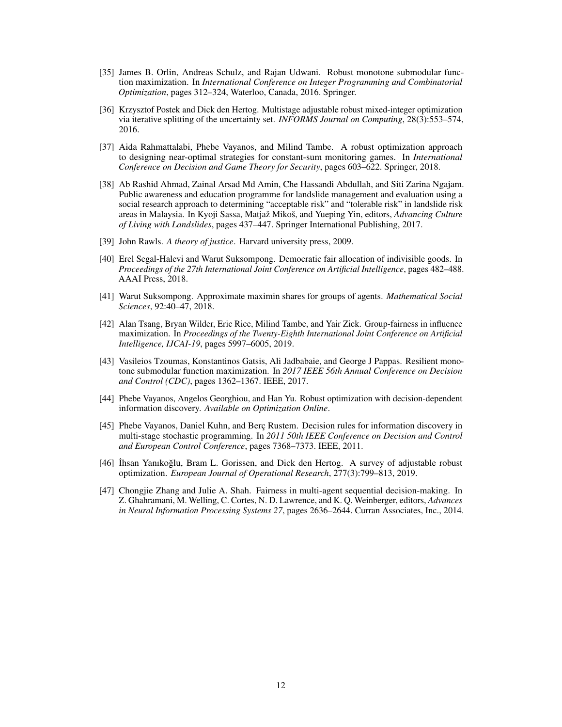[35] James B. Orlin, Andreas Schulz, and Rajan Udwani. Robust monotone submodular function maximization. In *International Conference on Integer Programming and Combinatorial Optimization*, pages 312–324, Waterloo, Canada, 2016. Springer.

[36] Krzysztof Postek and Dick den Hertog. Multistage adjustable robust mixed-integer optimization via iterative splitting of the uncertainty set. *INFORMS Journal on Computing*, 28(3):553–574, 2016.

[37] Aida Rahmattalabi, Phebe Vayanos, and Milind Tambe. A robust optimization approach to designing near-optimal strategies for constant-sum monitoring games. In *International Conference on Decision and Game Theory for Security*, pages 603–622. Springer, 2018.

[38] Ab Rashid Ahmad, Zainal Arsad Md Amin, Che Hassandi Abdullah, and Siti Zarina Ngajam. Public awareness and education programme for landslide management and evaluation using a social research approach to determining "acceptable risk" and "tolerable risk" in landslide risk areas in Malaysia. In Kyoji Sassa, Matjaž Mikoš, and Yueping Yin, editors, *Advancing Culture of Living with Landslides*, pages 437–447. Springer International Publishing, 2017.

[39] John Rawls. *A theory of justice*. Harvard university press, 2009.

[40] Erel Segal-Halevi and Warut Suksompong. Democratic fair allocation of indivisible goods. In *Proceedings of the 27th International Joint Conference on Artificial Intelligence*, pages 482–488. AAAI Press, 2018.

[41] Warut Suksompong. Approximate maximin shares for groups of agents. *Mathematical Social Sciences*, 92:40–47, 2018.

[42] Alan Tsang, Bryan Wilder, Eric Rice, Milind Tambe, and Yair Zick. Group-fairness in influence maximization. In *Proceedings of the Twenty-Eighth International Joint Conference on Artificial Intelligence, IJCAI-19*, pages 5997–6005, 2019.

[43] Vasileios Tzoumas, Konstantinos Gatsis, Ali Jadbabaie, and George J Pappas. Resilient monotone submodular function maximization. In *2017 IEEE 56th Annual Conference on Decision and Control (CDC)*, pages 1362–1367. IEEE, 2017.

[44] Phebe Vayanos, Angelos Georghiou, and Han Yu. Robust optimization with decision-dependent information discovery. *Available on Optimization Online*.

[45] Phebe Vayanos, Daniel Kuhn, and Berç Rustem. Decision rules for information discovery in multi-stage stochastic programming. In *2011 50th IEEE Conference on Decision and Control and European Control Conference*, pages 7368–7373. IEEE, 2011.

[46] İhsan Yanıkoğlu, Bram L. Gorissen, and Dick den Hertog. A survey of adjustable robust optimization. *European Journal of Operational Research*, 277(3):799–813, 2019.

[47] Chongjie Zhang and Julie A. Shah. Fairness in multi-agent sequential decision-making. In Z. Ghahramani, M. Welling, C. Cortes, N. D. Lawrence, and K. Q. Weinberger, editors, *Advances in Neural Information Processing Systems 27*, pages 2636–2644. Curran Associates, Inc., 2014.